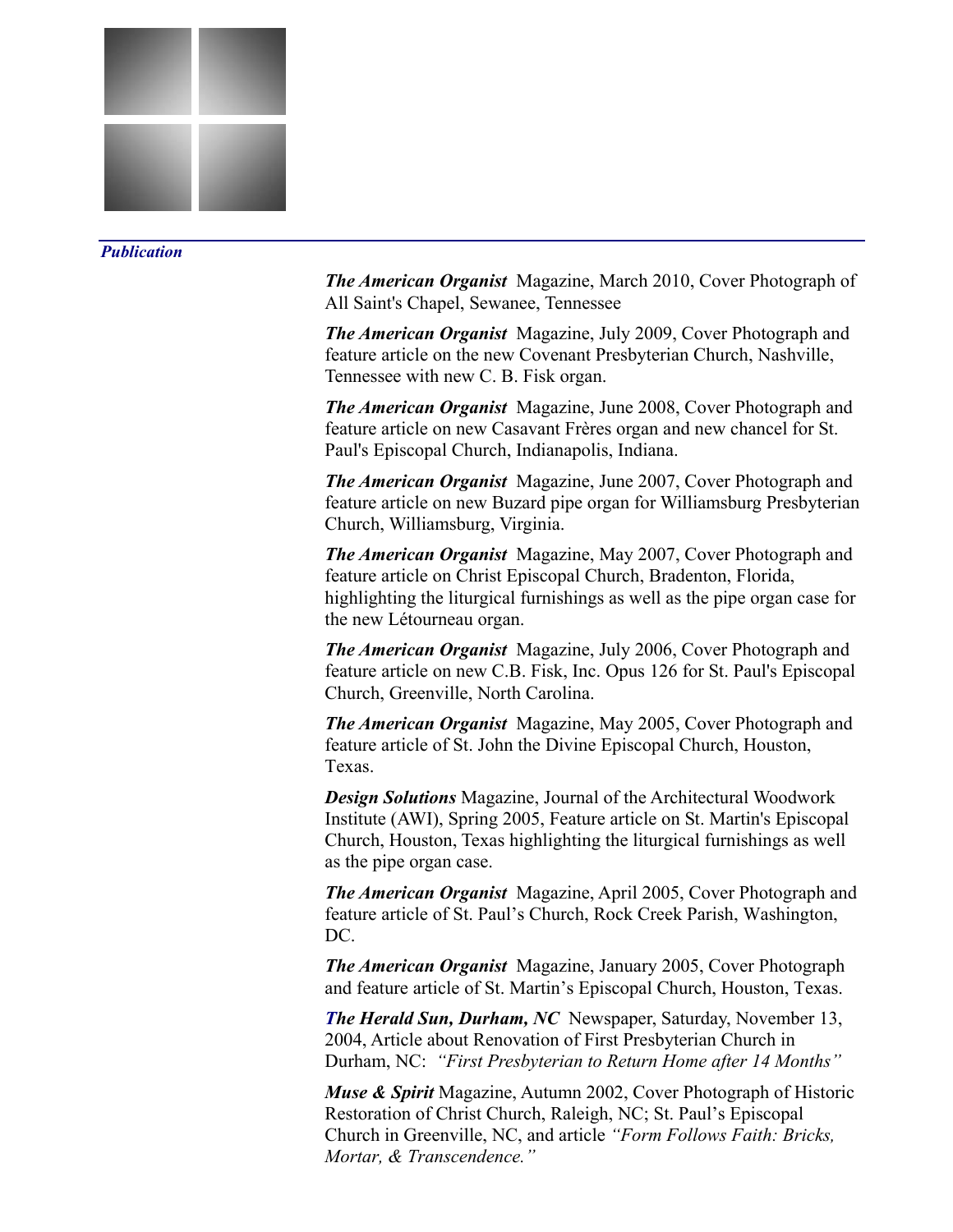## *Publication*

***The American Organist*** Magazine, March 2010, Cover Photograph of All Saint's Chapel, Sewanee, Tennessee

***The American Organist*** Magazine, July 2009, Cover Photograph and feature article on the new Covenant Presbyterian Church, Nashville, Tennessee with new C. B. Fisk organ.

***The American Organist*** Magazine, June 2008, Cover Photograph and feature article on new Casavant Frères organ and new chancel for St. Paul's Episcopal Church, Indianapolis, Indiana.

***The American Organist*** Magazine, June 2007, Cover Photograph and feature article on new Buzard pipe organ for Williamsburg Presbyterian Church, Williamsburg, Virginia.

***The American Organist*** Magazine, May 2007, Cover Photograph and feature article on Christ Episcopal Church, Bradenton, Florida, highlighting the liturgical furnishings as well as the pipe organ case for the new Létourneau organ.

***The American Organist*** Magazine, July 2006, Cover Photograph and feature article on new C.B. Fisk, Inc. Opus 126 for St. Paul's Episcopal Church, Greenville, North Carolina.

***The American Organist*** Magazine, May 2005, Cover Photograph and feature article of St. John the Divine Episcopal Church, Houston, Texas.

***Design Solutions*** Magazine, Journal of the Architectural Woodwork Institute (AWI), Spring 2005, Feature article on St. Martin's Episcopal Church, Houston, Texas highlighting the liturgical furnishings as well as the pipe organ case.

***The American Organist*** Magazine, April 2005, Cover Photograph and feature article of St. Paul's Church, Rock Creek Parish, Washington, DC.

***The American Organist*** Magazine, January 2005, Cover Photograph and feature article of St. Martin's Episcopal Church, Houston, Texas.

***The Herald Sun, Durham, NC*** Newspaper, Saturday, November 13, 2004, Article about Renovation of First Presbyterian Church in Durham, NC: *"First Presbyterian to Return Home after 14 Months"*

***Muse & Spirit*** Magazine, Autumn 2002, Cover Photograph of Historic Restoration of Christ Church, Raleigh, NC; St. Paul's Episcopal Church in Greenville, NC, and article *"Form Follows Faith: Bricks, Mortar, & Transcendence."*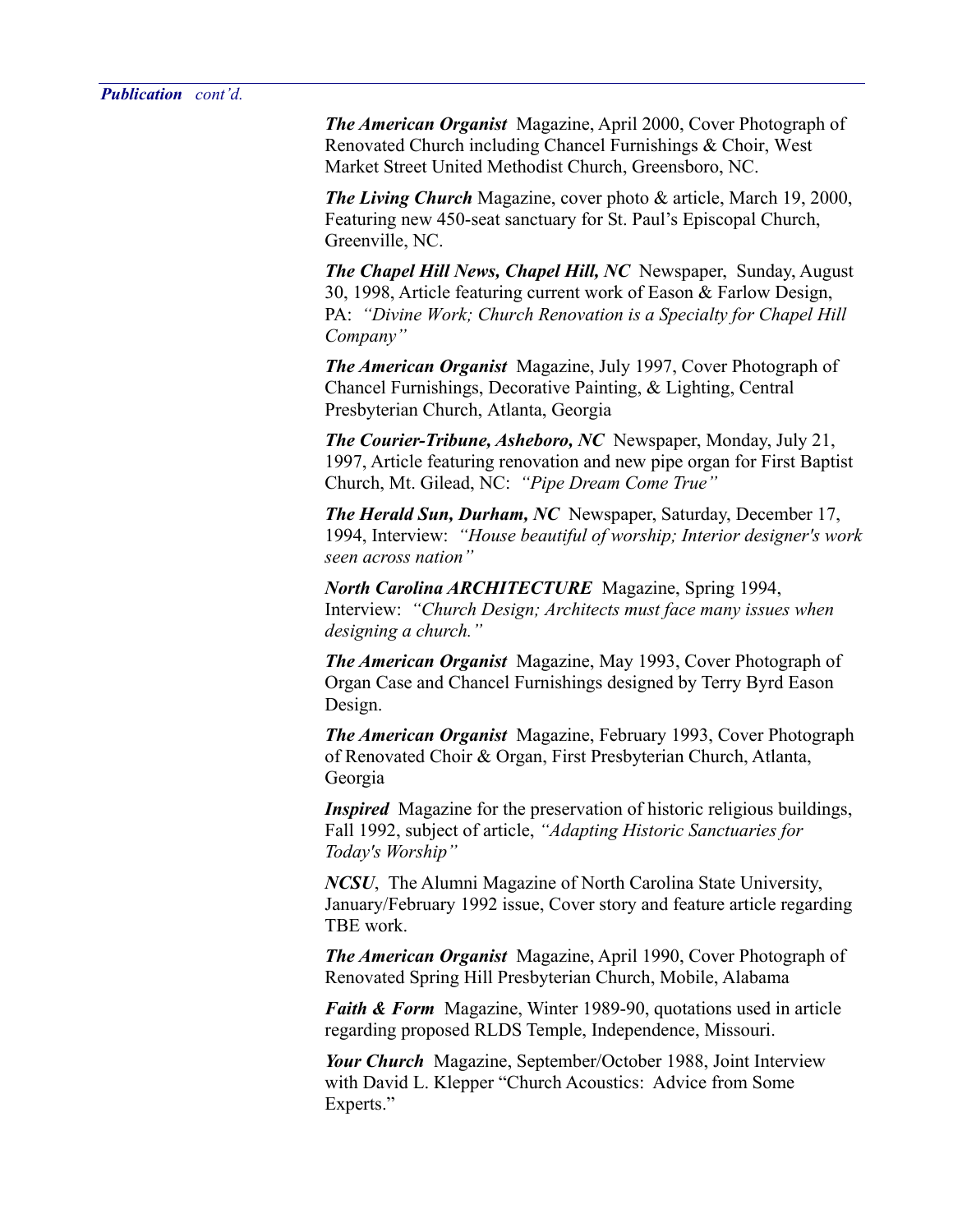***Publication*** *cont'd.*

***The American Organist*** Magazine, April 2000, Cover Photograph of Renovated Church including Chancel Furnishings & Choir, West Market Street United Methodist Church, Greensboro, NC.

***The Living Church*** Magazine, cover photo & article, March 19, 2000, Featuring new 450-seat sanctuary for St. Paul's Episcopal Church, Greenville, NC.

***The Chapel Hill News, Chapel Hill, NC*** Newspaper, Sunday, August 30, 1998, Article featuring current work of Eason & Farlow Design, PA: *"Divine Work; Church Renovation is a Specialty for Chapel Hill Company"*

***The American Organist*** Magazine, July 1997, Cover Photograph of Chancel Furnishings, Decorative Painting, & Lighting, Central Presbyterian Church, Atlanta, Georgia

***The Courier-Tribune, Asheboro, NC*** Newspaper, Monday, July 21, 1997, Article featuring renovation and new pipe organ for First Baptist Church, Mt. Gilead, NC: *"Pipe Dream Come True"*

***The Herald Sun, Durham, NC*** Newspaper, Saturday, December 17, 1994, Interview: *"House beautiful of worship; Interior designer's work seen across nation"*

***North Carolina ARCHITECTURE*** Magazine, Spring 1994, Interview: *"Church Design; Architects must face many issues when designing a church."*

***The American Organist*** Magazine, May 1993, Cover Photograph of Organ Case and Chancel Furnishings designed by Terry Byrd Eason Design.

***The American Organist*** Magazine, February 1993, Cover Photograph of Renovated Choir & Organ, First Presbyterian Church, Atlanta, Georgia

***Inspired*** Magazine for the preservation of historic religious buildings, Fall 1992, subject of article, *"Adapting Historic Sanctuaries for Today's Worship"*

***NCSU***, The Alumni Magazine of North Carolina State University, January/February 1992 issue, Cover story and feature article regarding TBE work.

***The American Organist*** Magazine, April 1990, Cover Photograph of Renovated Spring Hill Presbyterian Church, Mobile, Alabama

***Faith & Form*** Magazine, Winter 1989-90, quotations used in article regarding proposed RLDS Temple, Independence, Missouri.

***Your Church*** Magazine, September/October 1988, Joint Interview with David L. Klepper "Church Acoustics: Advice from Some Experts."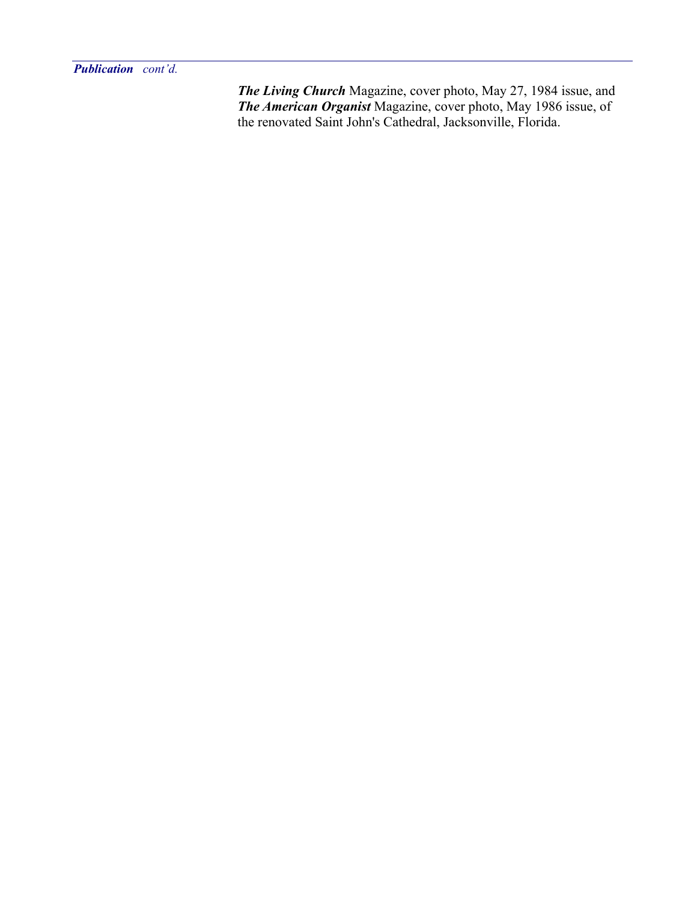***Publication*** *cont'd.*

***The Living Church*** Magazine, cover photo, May 27, 1984 issue, and ***The American Organist*** Magazine, cover photo, May 1986 issue, of the renovated Saint John's Cathedral, Jacksonville, Florida.